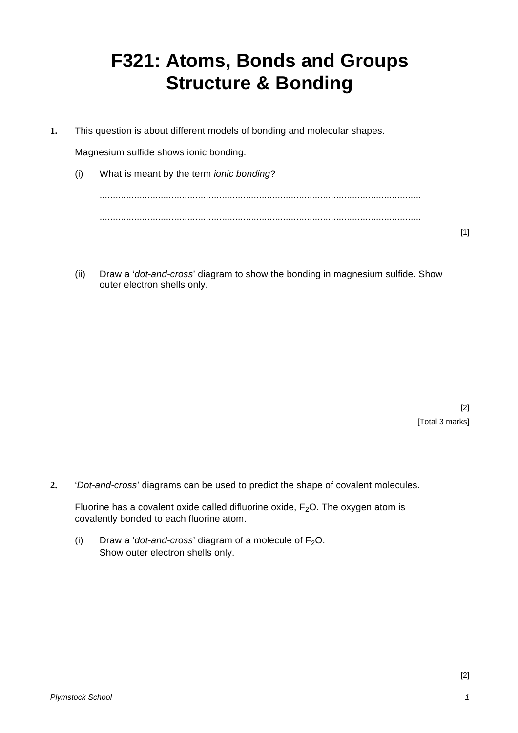# F321: Atoms, Bonds and Groups
## Structure & Bonding

**1.** This question is about different models of bonding and molecular shapes.

Magnesium sulfide shows ionic bonding.

(i) What is meant by the term *ionic bonding*?

........................................................................................................................

........................................................................................................................

[1]

(ii) Draw a '*dot-and-cross*' diagram to show the bonding in magnesium sulfide. Show outer electron shells only.

[2]

[Total 3 marks]

**2.** '*Dot-and-cross*' diagrams can be used to predict the shape of covalent molecules.

Fluorine has a covalent oxide called difluorine oxide, $F_2O$. The oxygen atom is covalently bonded to each fluorine atom.

(i) Draw a '*dot-and-cross*' diagram of a molecule of $F_2O$.
Show outer electron shells only.

[2]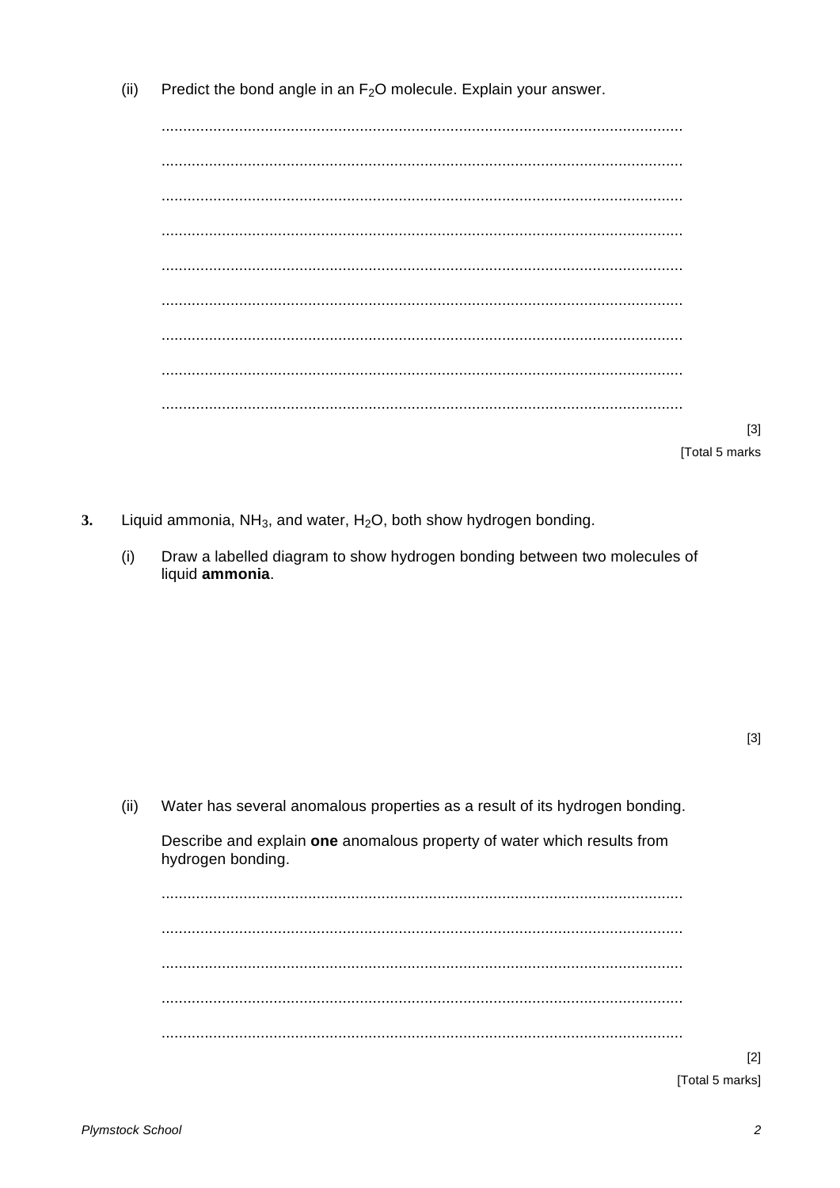(ii) Predict the bond angle in an $F_2O$ molecule. Explain your answer.

........................................................................................................................

........................................................................................................................

........................................................................................................................

........................................................................................................................

........................................................................................................................

........................................................................................................................

........................................................................................................................

........................................................................................................................

........................................................................................................................

[3]

[Total 5 marks

**3.** Liquid ammonia, $NH_3$, and water, $H_2O$, both show hydrogen bonding.

(i) Draw a labelled diagram to show hydrogen bonding between two molecules of liquid **ammonia**.

[3]

(ii) Water has several anomalous properties as a result of its hydrogen bonding.

Describe and explain **one** anomalous property of water which results from hydrogen bonding.

........................................................................................................................

........................................................................................................................

........................................................................................................................

........................................................................................................................

........................................................................................................................

[2]

[Total 5 marks]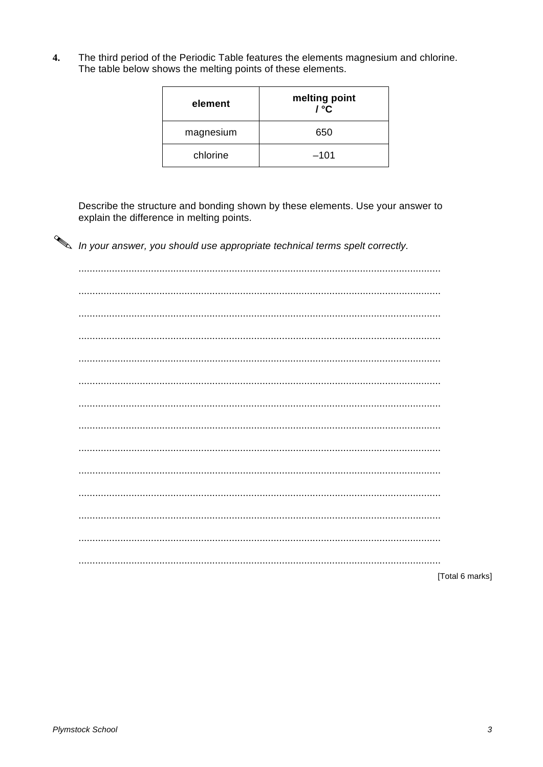**4.** The third period of the Periodic Table features the elements magnesium and chlorine. The table below shows the melting points of these elements.

| element | melting point / °C |
|---|---|
| magnesium | 650 |
| chlorine | –101 |

Describe the structure and bonding shown by these elements. Use your answer to explain the difference in melting points.

*In your answer, you should use appropriate technical terms spelt correctly.*

.................................................................................................................................

.................................................................................................................................

.................................................................................................................................

.................................................................................................................................

.................................................................................................................................

.................................................................................................................................

.................................................................................................................................

.................................................................................................................................

.................................................................................................................................

.................................................................................................................................

.................................................................................................................................

.................................................................................................................................

.................................................................................................................................

.................................................................................................................................

[Total 6 marks]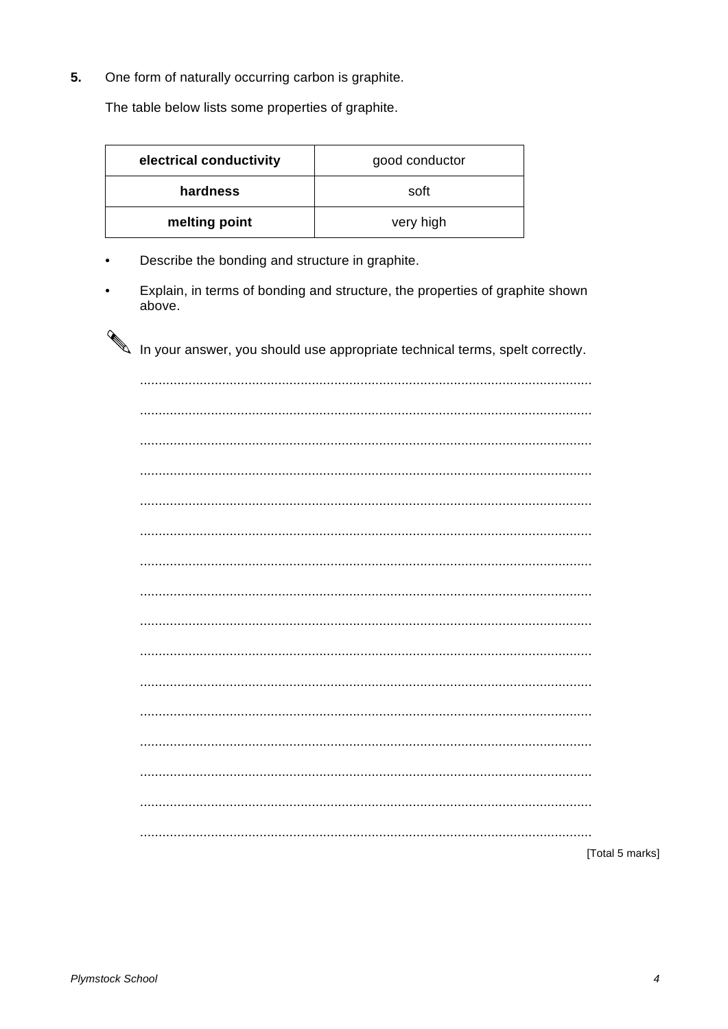**5.** One form of naturally occurring carbon is graphite.

The table below lists some properties of graphite.

| electrical conductivity | good conductor |
|---|---|
| **hardness** | soft |
| **melting point** | very high |

- Describe the bonding and structure in graphite.
- Explain, in terms of bonding and structure, the properties of graphite shown above.

In your answer, you should use appropriate technical terms, spelt correctly.

..............................................................................................................................

..............................................................................................................................

..............................................................................................................................

..............................................................................................................................

..............................................................................................................................

..............................................................................................................................

..............................................................................................................................

..............................................................................................................................

..............................................................................................................................

..............................................................................................................................

..............................................................................................................................

..............................................................................................................................

..............................................................................................................................

..............................................................................................................................

..............................................................................................................................

..............................................................................................................................

[Total 5 marks]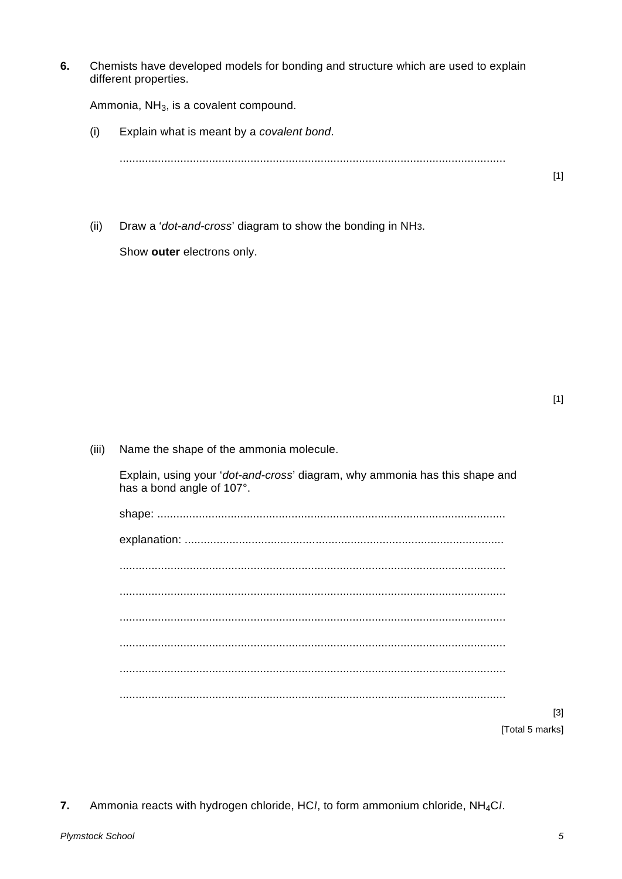**6.** Chemists have developed models for bonding and structure which are used to explain different properties.

Ammonia, $NH_3$, is a covalent compound.

(i) Explain what is meant by a *covalent bond*.

.........................................................................................................................

[1]

(ii) Draw a '*dot-and-cross*' diagram to show the bonding in $NH_3$.

Show **outer** electrons only.

[1]

(iii) Name the shape of the ammonia molecule.

Explain, using your '*dot-and-cross*' diagram, why ammonia has this shape and has a bond angle of 107°.

shape: .............................................................................................................

explanation: ....................................................................................................

.........................................................................................................................

.........................................................................................................................

.........................................................................................................................

.........................................................................................................................

.........................................................................................................................

.........................................................................................................................

[3]

[Total 5 marks]

**7.** Ammonia reacts with hydrogen chloride, $HCl$, to form ammonium chloride, $NH_4Cl$.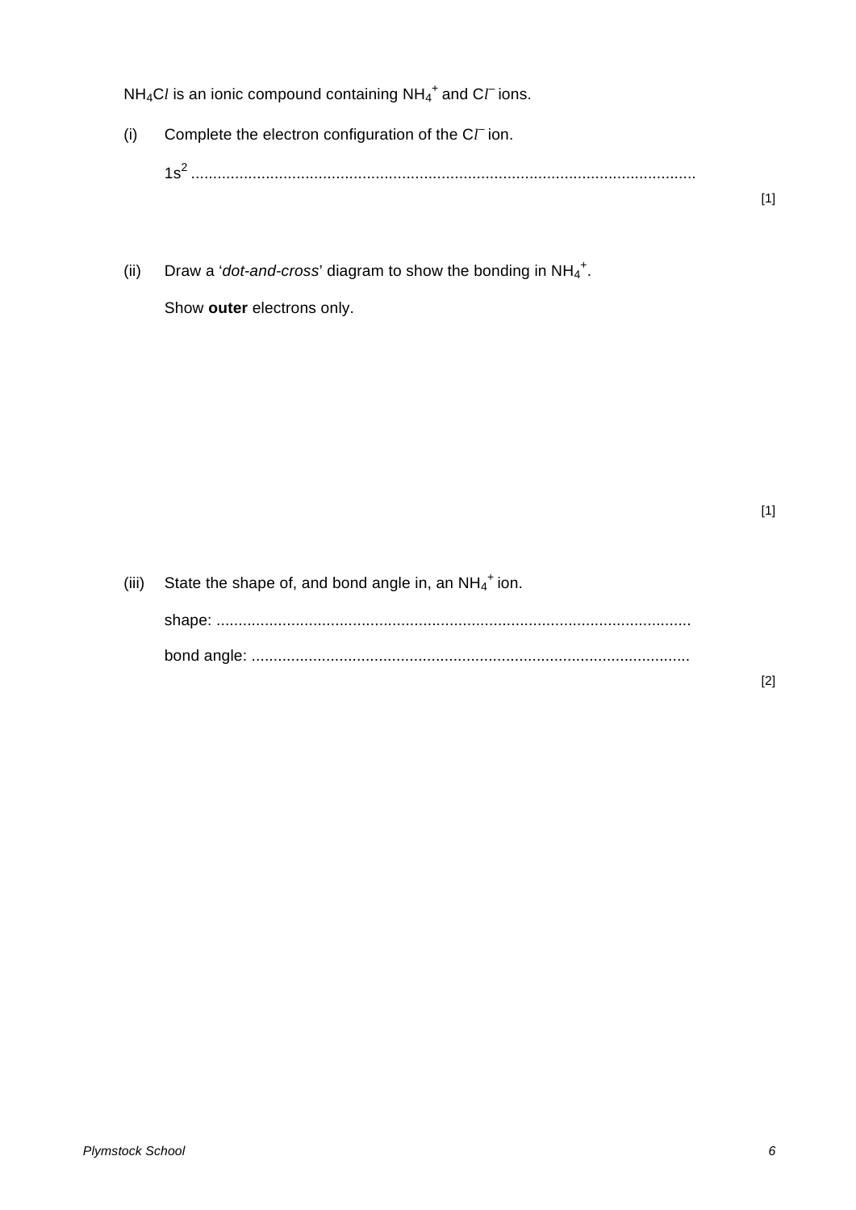$NH_4Cl$ is an ionic compound containing $NH_4^+$ and $Cl^-$ ions.

(i) Complete the electron configuration of the $Cl^-$ ion.

$1s^2$ ..................................................................................................................

[1]

(ii) Draw a '*dot-and-cross*' diagram to show the bonding in $NH_4^+$.

Show **outer** electrons only.

[1]

(iii) State the shape of, and bond angle in, an $NH_4^+$ ion.

shape: ...........................................................................................................

bond angle: ...................................................................................................

[2]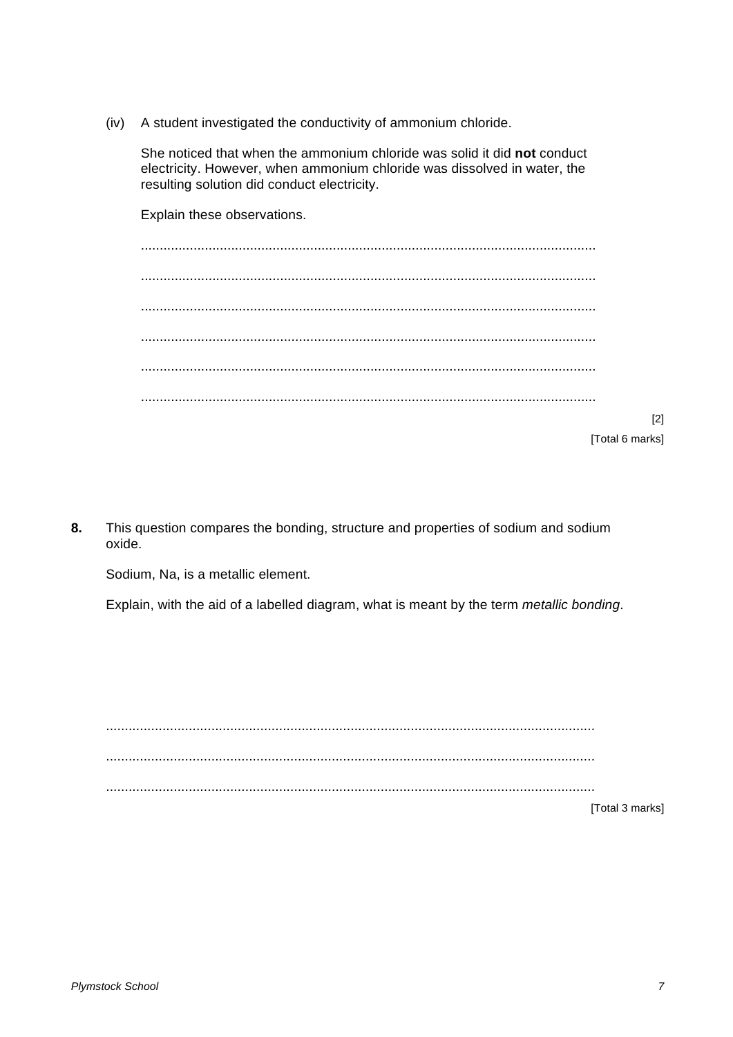(iv) A student investigated the conductivity of ammonium chloride.

She noticed that when the ammonium chloride was solid it did **not** conduct electricity. However, when ammonium chloride was dissolved in water, the resulting solution did conduct electricity.

Explain these observations.

..........................................................................................................................

..........................................................................................................................

..........................................................................................................................

..........................................................................................................................

..........................................................................................................................

..........................................................................................................................

[2]

[Total 6 marks]

**8.** This question compares the bonding, structure and properties of sodium and sodium oxide.

Sodium, Na, is a metallic element.

Explain, with the aid of a labelled diagram, what is meant by the term *metallic bonding*.

..........................................................................................................................

..........................................................................................................................

..........................................................................................................................

[Total 3 marks]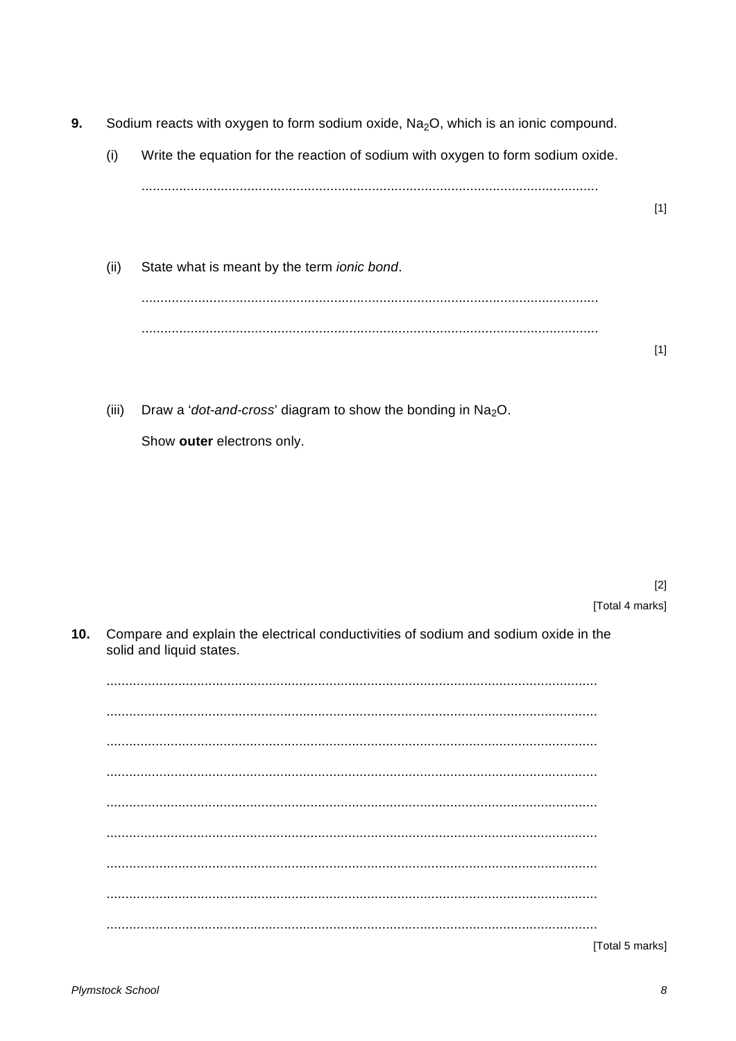**9.** Sodium reacts with oxygen to form sodium oxide, $Na_2O$, which is an ionic compound.

(i) Write the equation for the reaction of sodium with oxygen to form sodium oxide.

..........................................................................................................................

[1]

(ii) State what is meant by the term *ionic bond*.

..........................................................................................................................

..........................................................................................................................

[1]

(iii) Draw a '*dot-and-cross*' diagram to show the bonding in $Na_2O$.

Show **outer** electrons only.

[2]

[Total 4 marks]

**10.** Compare and explain the electrical conductivities of sodium and sodium oxide in the solid and liquid states.

..........................................................................................................................

..........................................................................................................................

..........................................................................................................................

..........................................................................................................................

..........................................................................................................................

..........................................................................................................................

..........................................................................................................................

..........................................................................................................................

..........................................................................................................................

[Total 5 marks]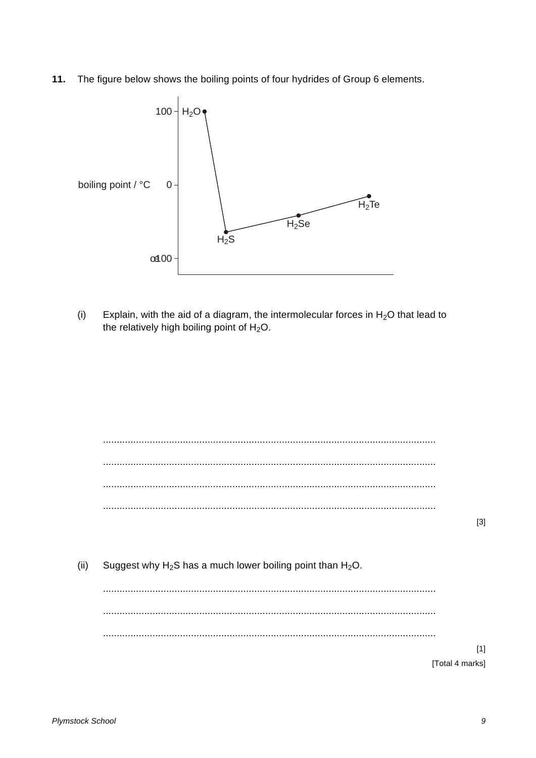**11.** The figure below shows the boiling points of four hydrides of Group 6 elements.

(i) Explain, with the aid of a diagram, the intermolecular forces in $H_2O$ that lead to the relatively high boiling point of $H_2O$.

.........................................................................................................................

.........................................................................................................................

.........................................................................................................................

.........................................................................................................................

[3]

(ii) Suggest why $H_2S$ has a much lower boiling point than $H_2O$.

.........................................................................................................................

.........................................................................................................................

.........................................................................................................................

[1]

[Total 4 marks]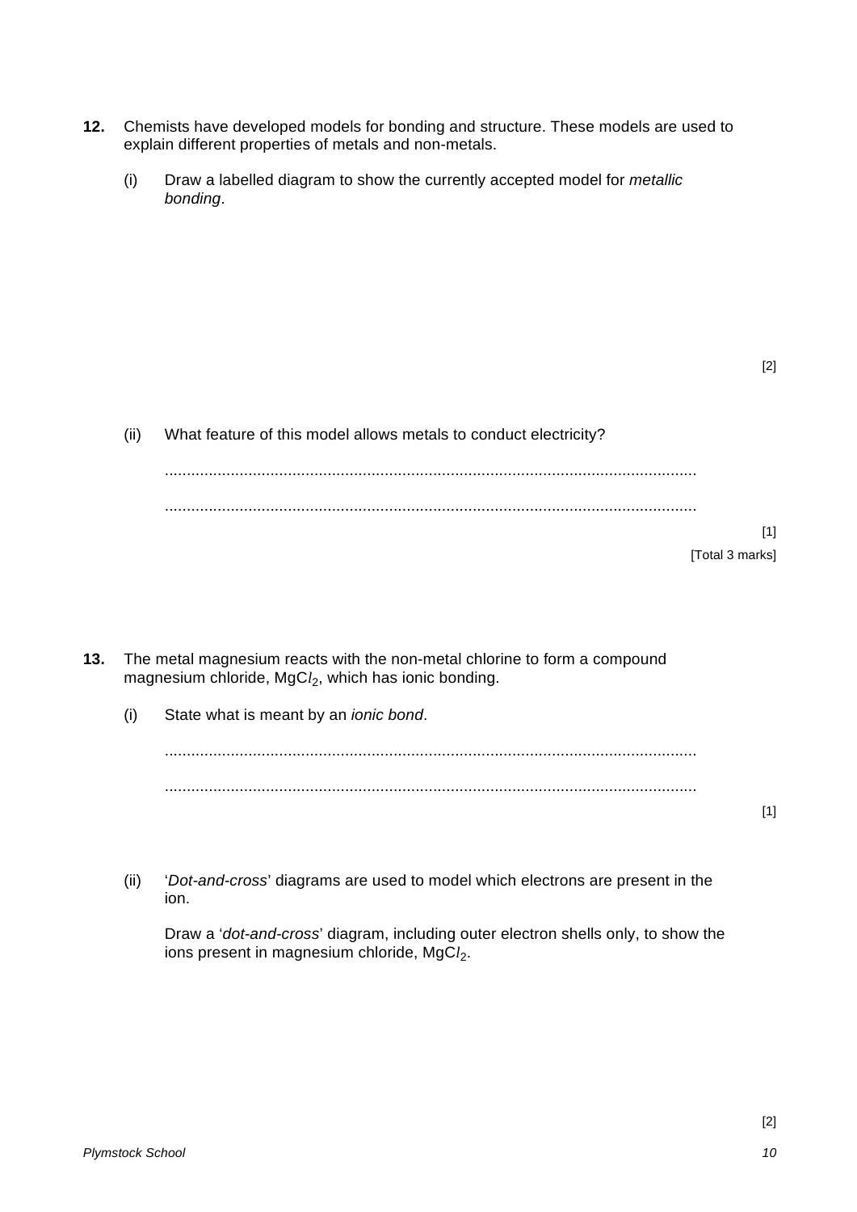**12.** Chemists have developed models for bonding and structure. These models are used to explain different properties of metals and non-metals.

(i) Draw a labelled diagram to show the currently accepted model for *metallic bonding*.

[2]

(ii) What feature of this model allows metals to conduct electricity?

..........................................................................................................................

..........................................................................................................................

[1]

[Total 3 marks]

**13.** The metal magnesium reacts with the non-metal chlorine to form a compound magnesium chloride, $MgCl_2$, which has ionic bonding.

(i) State what is meant by an *ionic bond*.

..........................................................................................................................

..........................................................................................................................

[1]

(ii) '*Dot-and-cross*' diagrams are used to model which electrons are present in the ion.

Draw a '*dot-and-cross*' diagram, including outer electron shells only, to show the ions present in magnesium chloride, $MgCl_2$.

[2]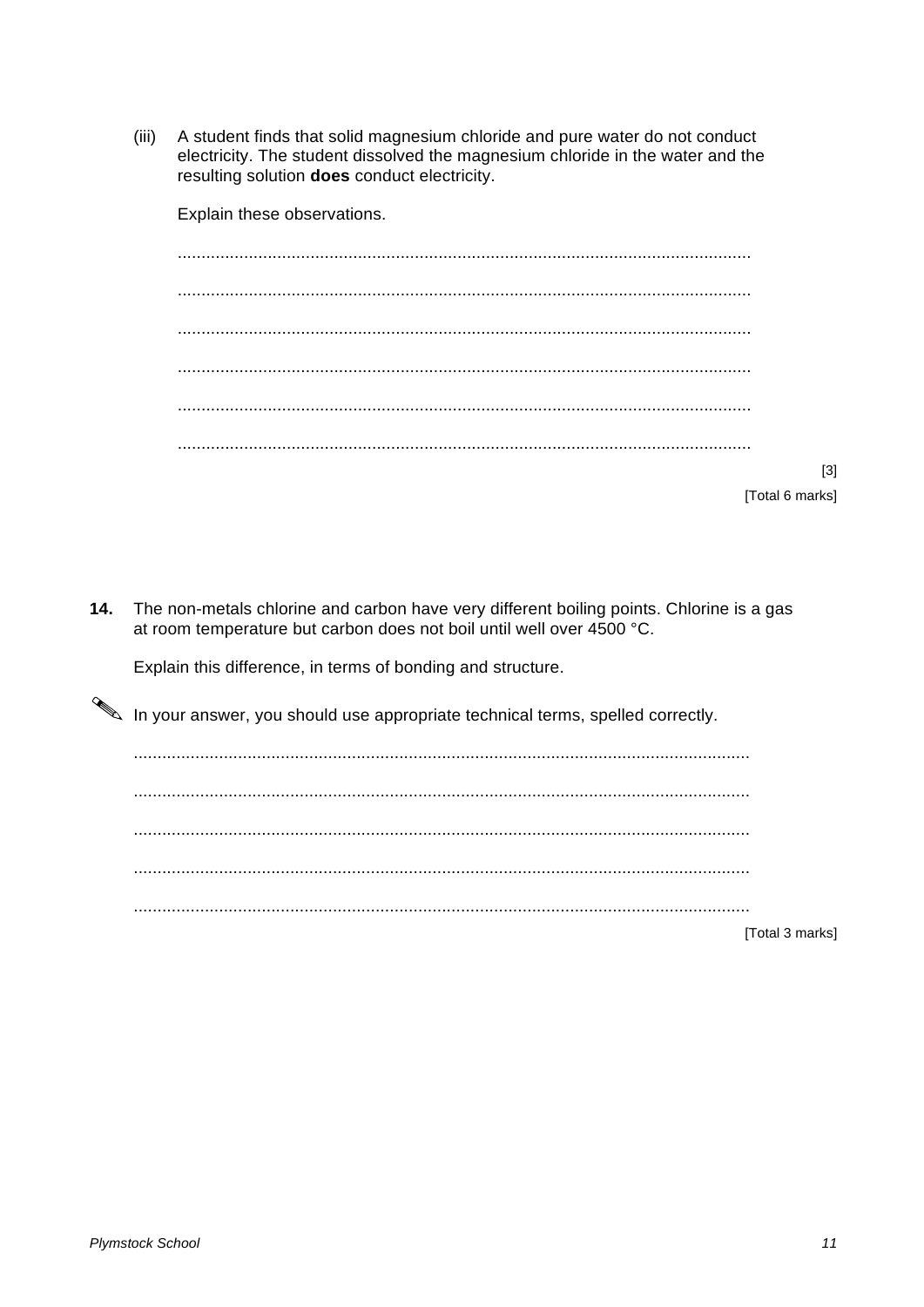(iii) A student finds that solid magnesium chloride and pure water do not conduct electricity. The student dissolved the magnesium chloride in the water and the resulting solution **does** conduct electricity.

Explain these observations.

..........................................................................................................................

..........................................................................................................................

..........................................................................................................................

..........................................................................................................................

..........................................................................................................................

..........................................................................................................................

[3]

[Total 6 marks]

**14.** The non-metals chlorine and carbon have very different boiling points. Chlorine is a gas at room temperature but carbon does not boil until well over 4500 °C.

Explain this difference, in terms of bonding and structure.

✎ In your answer, you should use appropriate technical terms, spelled correctly.

..........................................................................................................................

..........................................................................................................................

..........................................................................................................................

..........................................................................................................................

..........................................................................................................................

[Total 3 marks]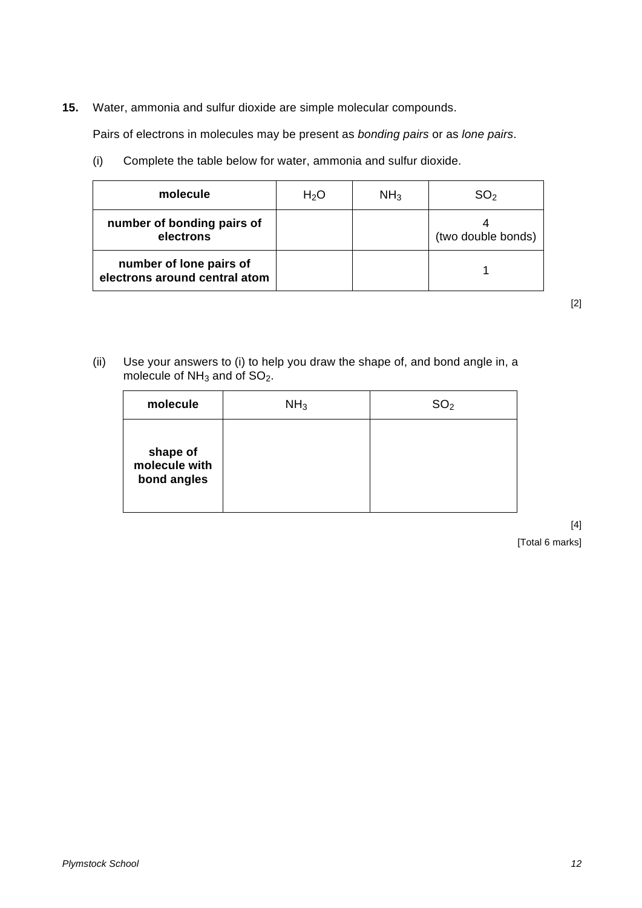**15.** Water, ammonia and sulfur dioxide are simple molecular compounds.

Pairs of electrons in molecules may be present as *bonding pairs* or as *lone pairs*.

(i) Complete the table below for water, ammonia and sulfur dioxide.

| **molecule** | $H_2O$ | $NH_3$ | $SO_2$ |
|---|---|---|---|
| **number of bonding pairs of electrons** | | | 4 (two double bonds) |
| **number of lone pairs of electrons around central atom** | | | 1 |

[2]

(ii) Use your answers to (i) to help you draw the shape of, and bond angle in, a molecule of $NH_3$ and of $SO_2$.

| **molecule** | $NH_3$ | $SO_2$ |
|---|---|---|
| **shape of molecule with bond angles** | | |

[4]

[Total 6 marks]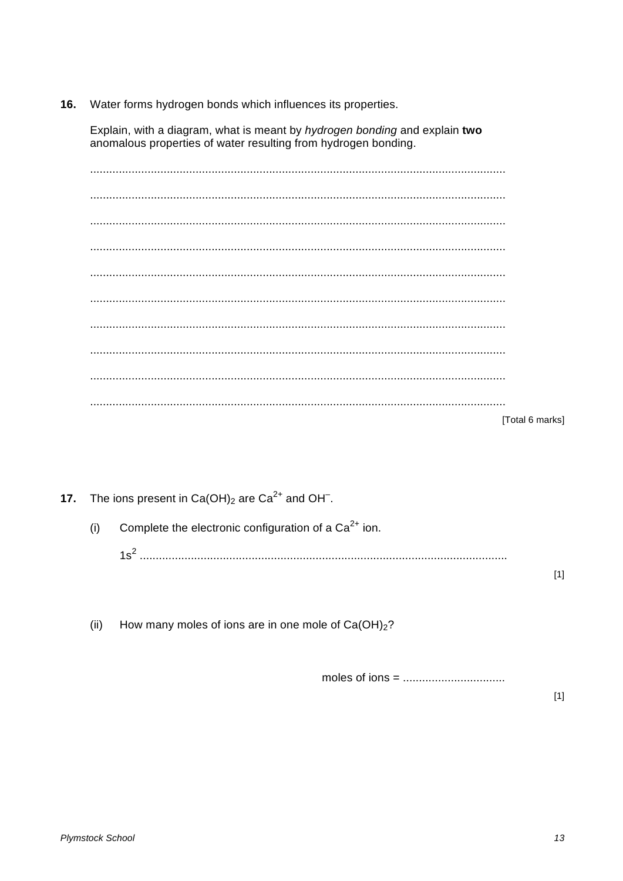**16.** Water forms hydrogen bonds which influences its properties.

Explain, with a diagram, what is meant by *hydrogen bonding* and explain **two** anomalous properties of water resulting from hydrogen bonding.

..................................................................................................................................

..................................................................................................................................

..................................................................................................................................

..................................................................................................................................

..................................................................................................................................

..................................................................................................................................

..................................................................................................................................

..................................................................................................................................

..................................................................................................................................

..................................................................................................................................

[Total 6 marks]

**17.** The ions present in $Ca(OH)_2$ are $Ca^{2+}$ and $OH^{-}$.

(i) Complete the electronic configuration of a $Ca^{2+}$ ion.

$1s^2$ ..................................................................................................................

[1]

(ii) How many moles of ions are in one mole of $Ca(OH)_2$?

moles of ions = ................................

[1]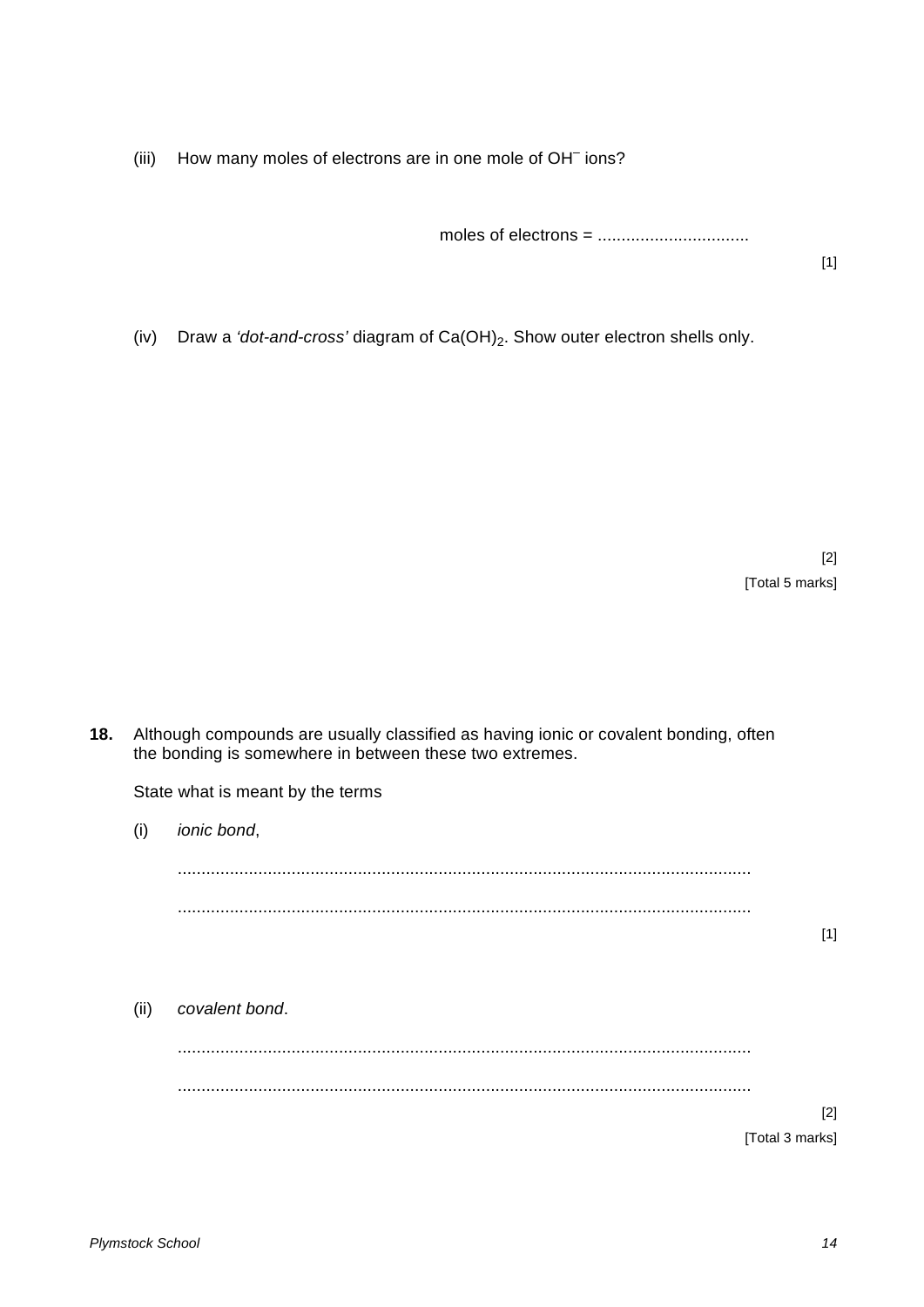(iii) How many moles of electrons are in one mole of $OH^-$ ions?

moles of electrons = ................................

[1]

(iv) Draw a *'dot-and-cross'* diagram of $Ca(OH)_2$. Show outer electron shells only.

[2]

[Total 5 marks]

**18.** Although compounds are usually classified as having ionic or covalent bonding, often the bonding is somewhere in between these two extremes.

State what is meant by the terms

(i) *ionic bond*,

.........................................................................................................................

.........................................................................................................................

[1]

(ii) *covalent bond*.

.........................................................................................................................

.........................................................................................................................

[2]

[Total 3 marks]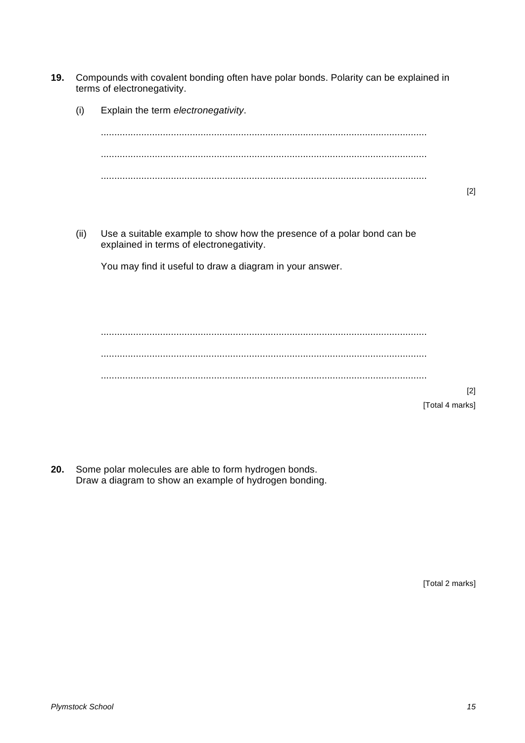**19.** Compounds with covalent bonding often have polar bonds. Polarity can be explained in terms of electronegativity.

(i) Explain the term *electronegativity*.

..........................................................................................................................

..........................................................................................................................

..........................................................................................................................

[2]

(ii) Use a suitable example to show how the presence of a polar bond can be explained in terms of electronegativity.

You may find it useful to draw a diagram in your answer.

..........................................................................................................................

..........................................................................................................................

..........................................................................................................................

[2]

[Total 4 marks]

**20.** Some polar molecules are able to form hydrogen bonds.
Draw a diagram to show an example of hydrogen bonding.

[Total 2 marks]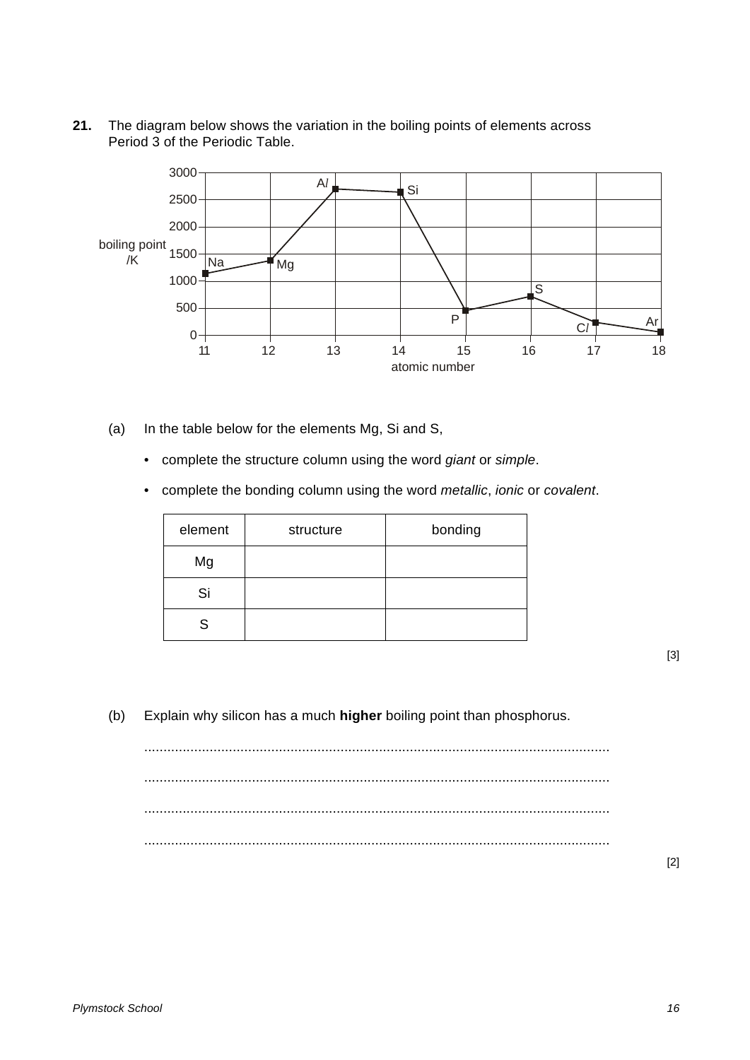**21.** The diagram below shows the variation in the boiling points of elements across Period 3 of the Periodic Table.

(a) In the table below for the elements Mg, Si and S,

- complete the structure column using the word *giant* or *simple*.
- complete the bonding column using the word *metallic*, *ionic* or *covalent*.

| element | structure | bonding |
|---|---|---|
| Mg | | |
| Si | | |
| S | | |

[3]

(b) Explain why silicon has a much **higher** boiling point than phosphorus.

..........................................................................................................................

..........................................................................................................................

..........................................................................................................................

..........................................................................................................................

[2]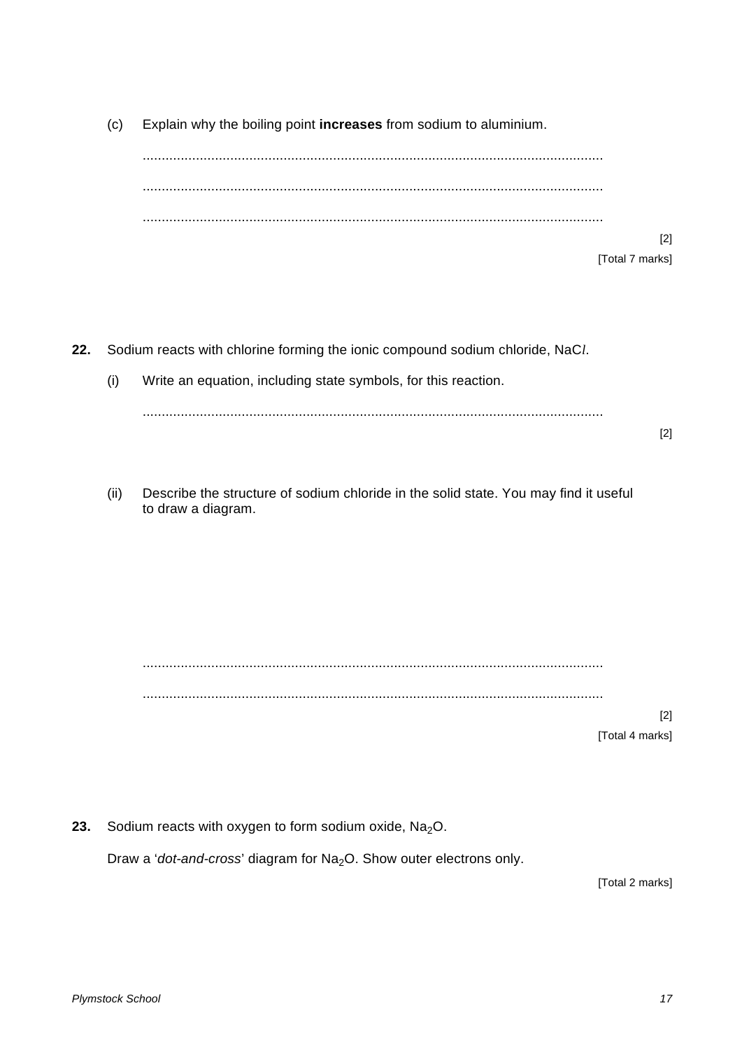(c) Explain why the boiling point **increases** from sodium to aluminium.

........................................................................................................................

........................................................................................................................

........................................................................................................................

[2]

[Total 7 marks]

**22.** Sodium reacts with chlorine forming the ionic compound sodium chloride, $NaCl$.

(i) Write an equation, including state symbols, for this reaction.

........................................................................................................................

[2]

(ii) Describe the structure of sodium chloride in the solid state. You may find it useful to draw a diagram.

........................................................................................................................

........................................................................................................................

[2]

[Total 4 marks]

**23.** Sodium reacts with oxygen to form sodium oxide, $Na_2O$.

Draw a '*dot-and-cross*' diagram for $Na_2O$. Show outer electrons only.

[Total 2 marks]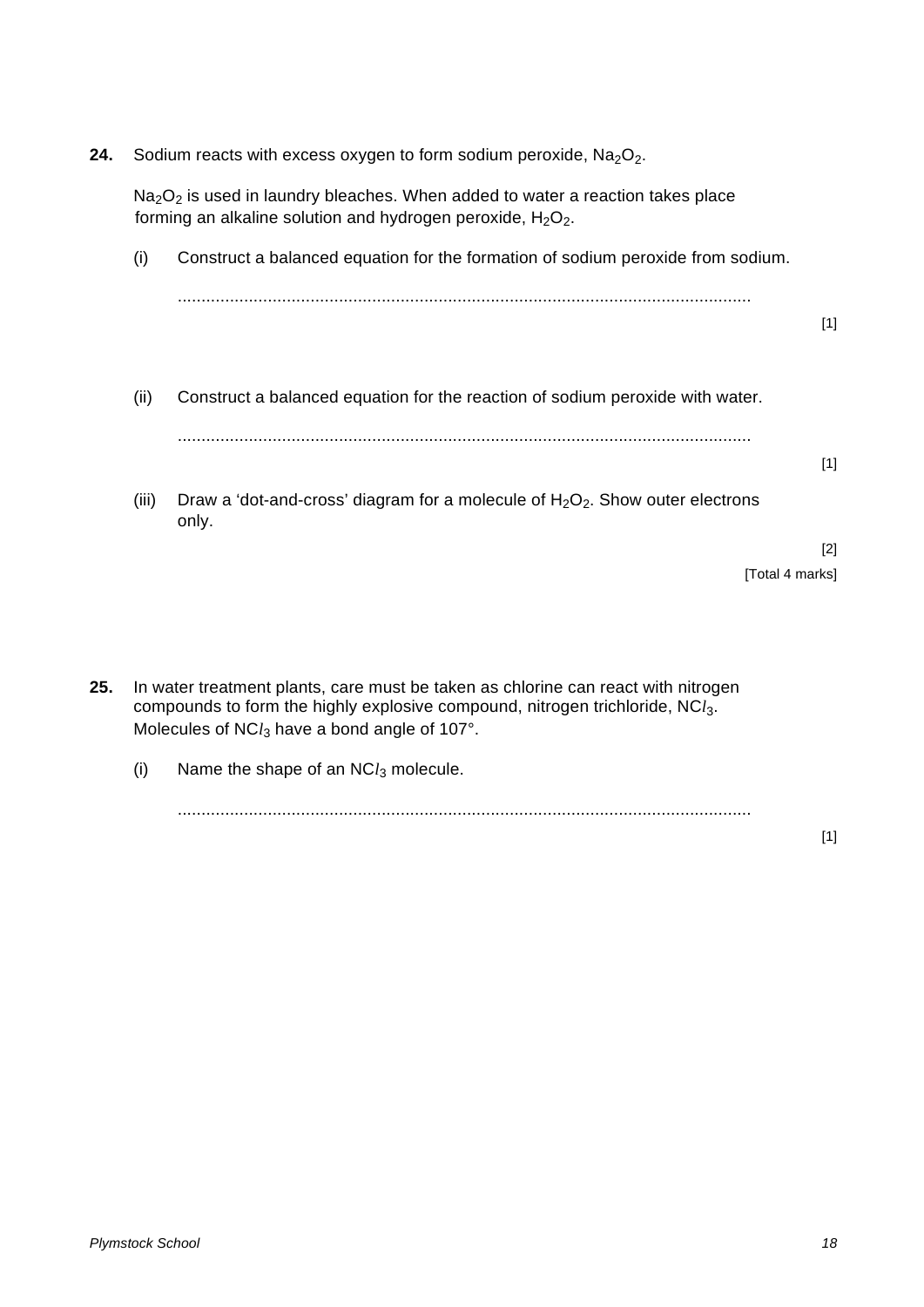**24.** Sodium reacts with excess oxygen to form sodium peroxide, $Na_2O_2$.

$Na_2O_2$ is used in laundry bleaches. When added to water a reaction takes place forming an alkaline solution and hydrogen peroxide, $H_2O_2$.

(i) Construct a balanced equation for the formation of sodium peroxide from sodium.

.........................................................................................................................

[1]

(ii) Construct a balanced equation for the reaction of sodium peroxide with water.

.........................................................................................................................

[1]

(iii) Draw a 'dot-and-cross' diagram for a molecule of $H_2O_2$. Show outer electrons only.

[2]

[Total 4 marks]

**25.** In water treatment plants, care must be taken as chlorine can react with nitrogen compounds to form the highly explosive compound, nitrogen trichloride, $NCl_3$. Molecules of $NCl_3$ have a bond angle of 107°.

(i) Name the shape of an $NCl_3$ molecule.

.........................................................................................................................

[1]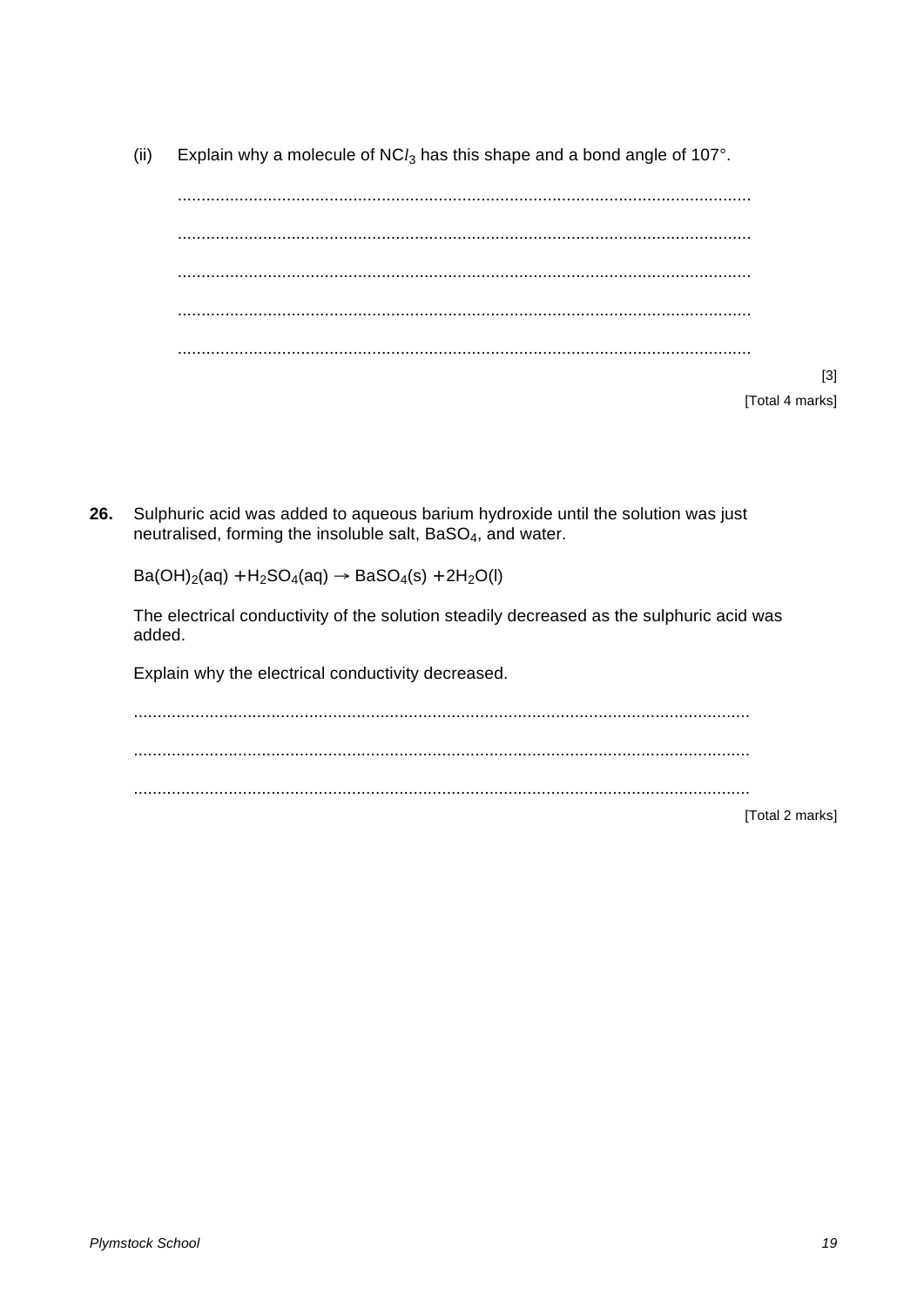(ii) Explain why a molecule of $NCl_3$ has this shape and a bond angle of 107°.

.........................................................................................................................

.........................................................................................................................

.........................................................................................................................

.........................................................................................................................

.........................................................................................................................

[3]

[Total 4 marks]

**26.** Sulphuric acid was added to aqueous barium hydroxide until the solution was just neutralised, forming the insoluble salt, $BaSO_4$, and water.

$$Ba(OH)_2(aq) + H_2SO_4(aq) \rightarrow BaSO_4(s) + 2H_2O(l)$$

The electrical conductivity of the solution steadily decreased as the sulphuric acid was added.

Explain why the electrical conductivity decreased.

.........................................................................................................................

.........................................................................................................................

.........................................................................................................................

[Total 2 marks]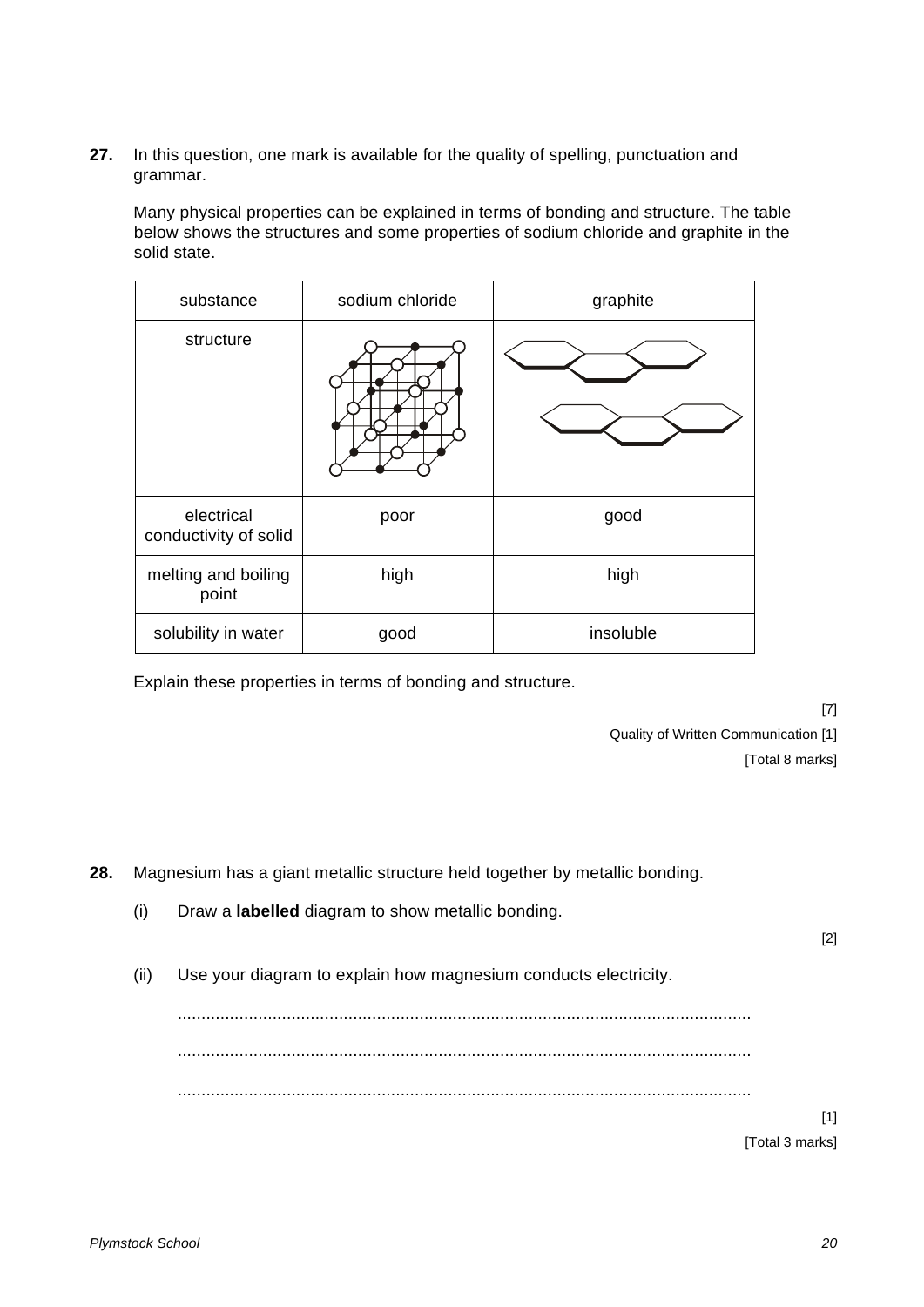**27.** In this question, one mark is available for the quality of spelling, punctuation and grammar.

Many physical properties can be explained in terms of bonding and structure. The table below shows the structures and some properties of sodium chloride and graphite in the solid state.

| substance | sodium chloride | graphite |
|---|---|---|
| structure | | |
| electrical conductivity of solid | poor | good |
| melting and boiling point | high | high |
| solubility in water | good | insoluble |

Explain these properties in terms of bonding and structure.

[7]

Quality of Written Communication [1]

[Total 8 marks]

**28.** Magnesium has a giant metallic structure held together by metallic bonding.

(i) Draw a **labelled** diagram to show metallic bonding.

[2]

(ii) Use your diagram to explain how magnesium conducts electricity.

.......................................................................................................................

.......................................................................................................................

.......................................................................................................................

[1]

[Total 3 marks]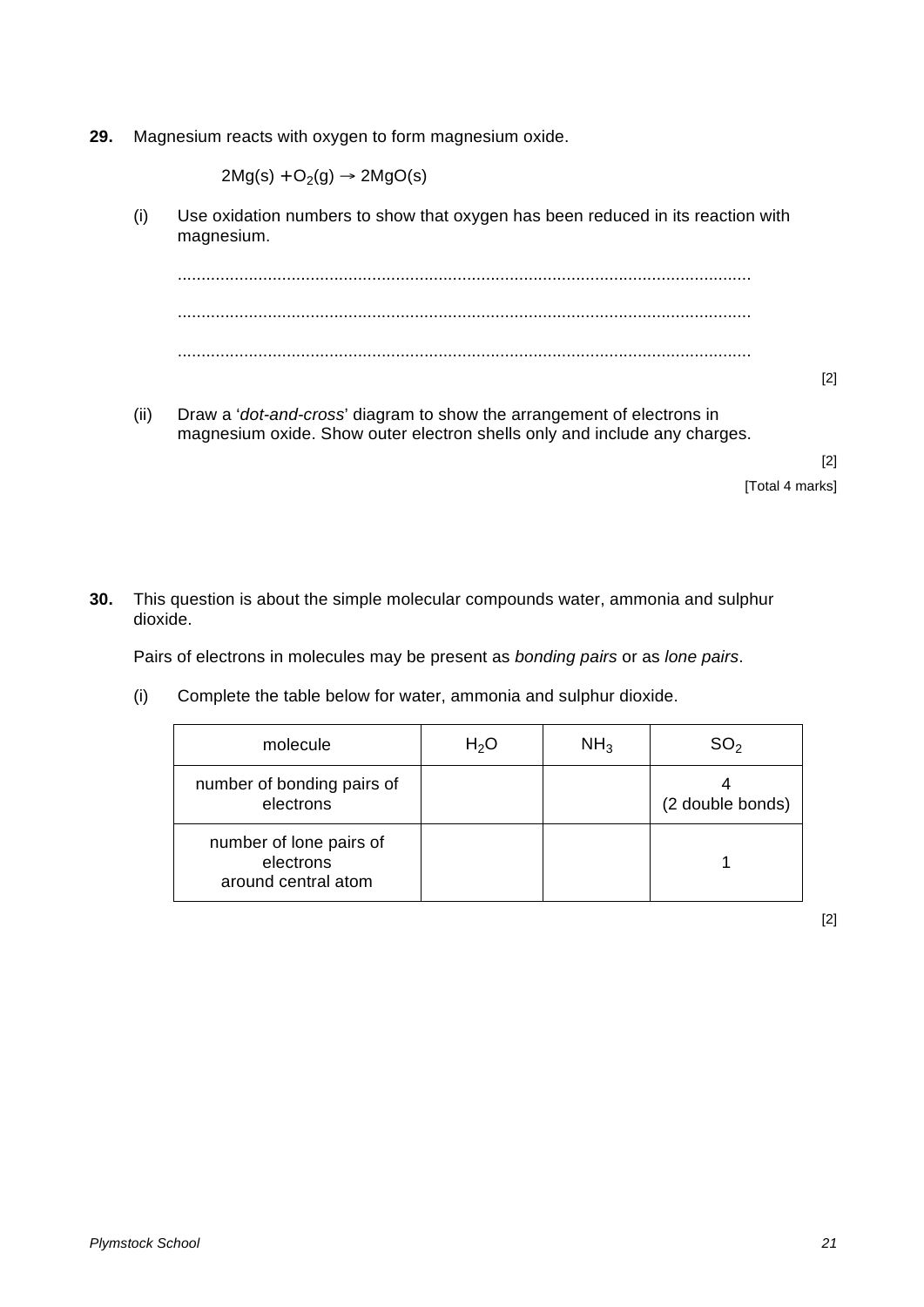**29.** Magnesium reacts with oxygen to form magnesium oxide.

$$2Mg(s) + O_2(g) \rightarrow 2MgO(s)$$

(i) Use oxidation numbers to show that oxygen has been reduced in its reaction with magnesium.

.........................................................................................................................

.........................................................................................................................

.........................................................................................................................

[2]

(ii) Draw a '*dot-and-cross*' diagram to show the arrangement of electrons in magnesium oxide. Show outer electron shells only and include any charges.

[2]

[Total 4 marks]

**30.** This question is about the simple molecular compounds water, ammonia and sulphur dioxide.

Pairs of electrons in molecules may be present as *bonding pairs* or as *lone pairs*.

(i) Complete the table below for water, ammonia and sulphur dioxide.

| molecule | $H_2O$ | $NH_3$ | $SO_2$ |
|---|---|---|---|
| number of bonding pairs of electrons | | | 4 (2 double bonds) |
| number of lone pairs of electrons around central atom | | | 1 |

[2]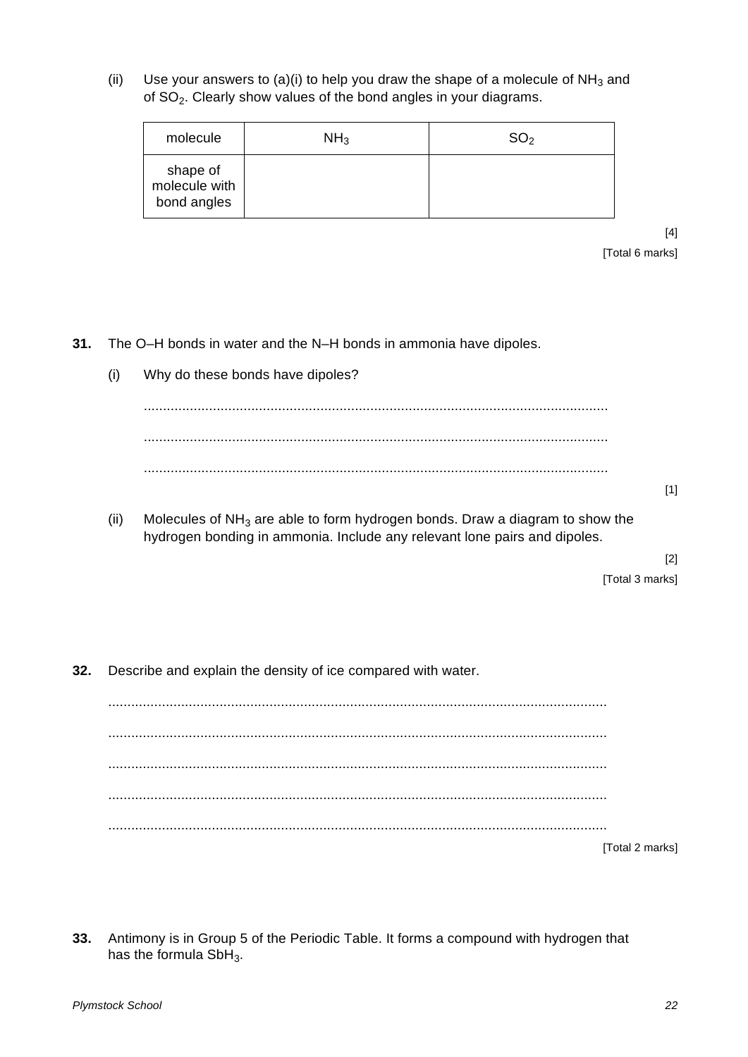(ii) Use your answers to (a)(i) to help you draw the shape of a molecule of $NH_3$ and of $SO_2$. Clearly show values of the bond angles in your diagrams.

| molecule | $NH_3$ | $SO_2$ |
|---|---|---|
| shape of molecule with bond angles | | |

[4]

[Total 6 marks]

**31.** The O–H bonds in water and the N–H bonds in ammonia have dipoles.

(i) Why do these bonds have dipoles?

..........................................................................................................................

..........................................................................................................................

..........................................................................................................................

[1]

(ii) Molecules of $NH_3$ are able to form hydrogen bonds. Draw a diagram to show the hydrogen bonding in ammonia. Include any relevant lone pairs and dipoles.

[2]

[Total 3 marks]

**32.** Describe and explain the density of ice compared with water.

..........................................................................................................................

..........................................................................................................................

..........................................................................................................................

..........................................................................................................................

..........................................................................................................................

[Total 2 marks]

**33.** Antimony is in Group 5 of the Periodic Table. It forms a compound with hydrogen that has the formula $SbH_3$.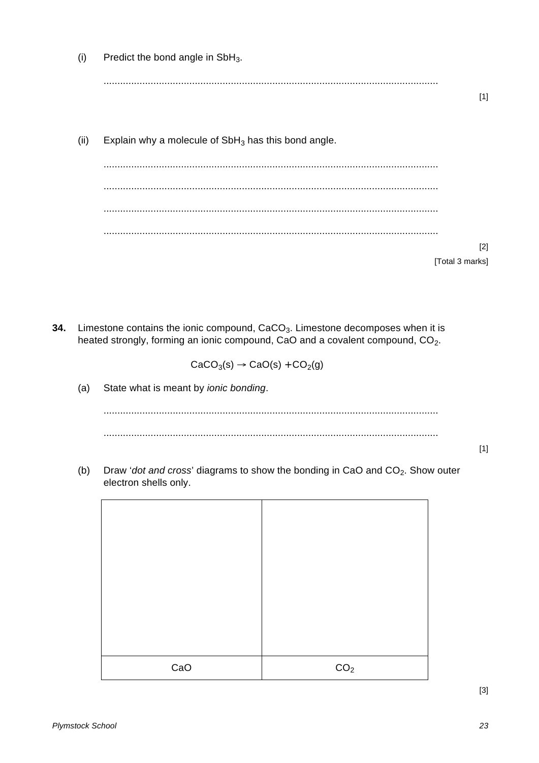(i) Predict the bond angle in $SbH_3$.

........................................................................................................................

[1]

(ii) Explain why a molecule of $SbH_3$ has this bond angle.

........................................................................................................................

........................................................................................................................

........................................................................................................................

........................................................................................................................

[2]

[Total 3 marks]

**34.** Limestone contains the ionic compound, $CaCO_3$. Limestone decomposes when it is heated strongly, forming an ionic compound, CaO and a covalent compound, $CO_2$.

$$CaCO_3(s) \rightarrow CaO(s) + CO_2(g)$$

(a) State what is meant by *ionic bonding*.

........................................................................................................................

........................................................................................................................

[1]

(b) Draw '*dot and cross*' diagrams to show the bonding in CaO and $CO_2$. Show outer electron shells only.

| | |
|---|---|
| | |
| CaO | $CO_2$ |

[3]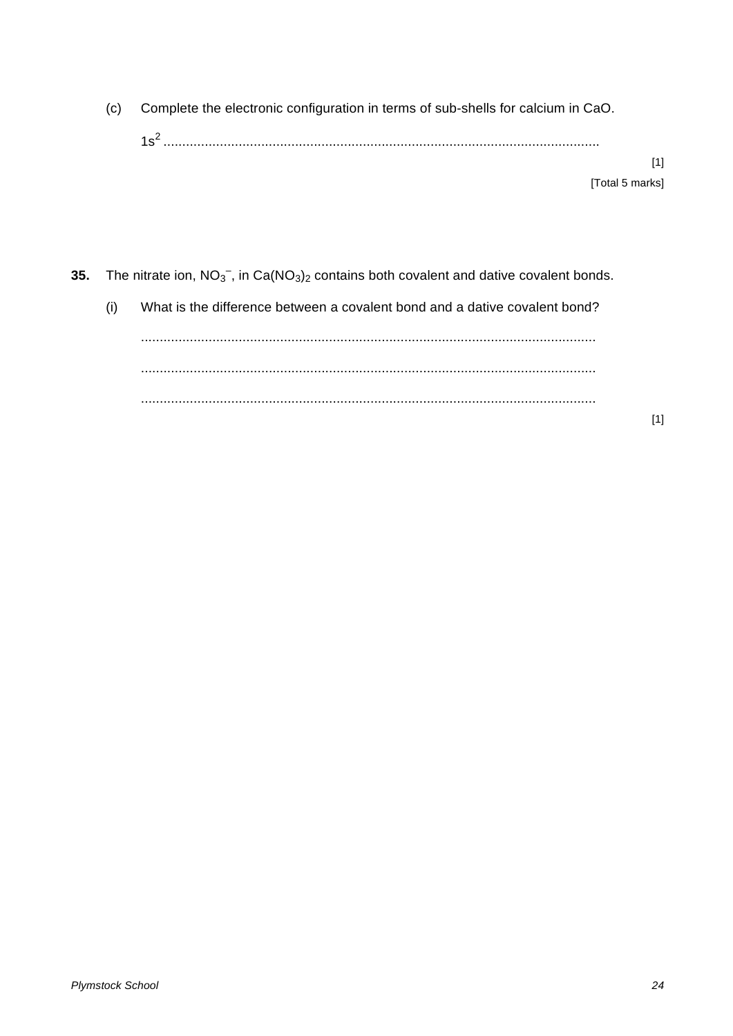(c) Complete the electronic configuration in terms of sub-shells for calcium in CaO.

$1s^2$ ....................................................................................................................

[1]

[Total 5 marks]

**35.** The nitrate ion, $NO_3^-$, in $Ca(NO_3)_2$ contains both covalent and dative covalent bonds.

(i) What is the difference between a covalent bond and a dative covalent bond?

...........................................................................................................................

...........................................................................................................................

...........................................................................................................................

[1]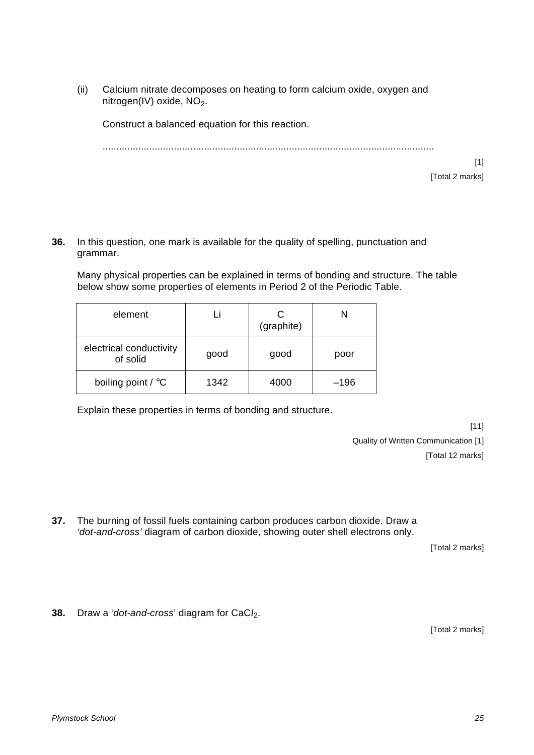(ii) Calcium nitrate decomposes on heating to form calcium oxide, oxygen and nitrogen(IV) oxide, $NO_2$.

Construct a balanced equation for this reaction.

..........................................................................................................................

[1]

[Total 2 marks]

**36.** In this question, one mark is available for the quality of spelling, punctuation and grammar.

Many physical properties can be explained in terms of bonding and structure. The table below show some properties of elements in Period 2 of the Periodic Table.

| element | Li | C (graphite) | N |
|---|---|---|---|
| electrical conductivity of solid | good | good | poor |
| boiling point / °C | 1342 | 4000 | –196 |

Explain these properties in terms of bonding and structure.

[11]

Quality of Written Communication [1]

[Total 12 marks]

**37.** The burning of fossil fuels containing carbon produces carbon dioxide. Draw a *'dot-and-cross'* diagram of carbon dioxide, showing outer shell electrons only.

[Total 2 marks]

**38.** Draw a '*dot-and-cross*' diagram for $CaCl_2$.

[Total 2 marks]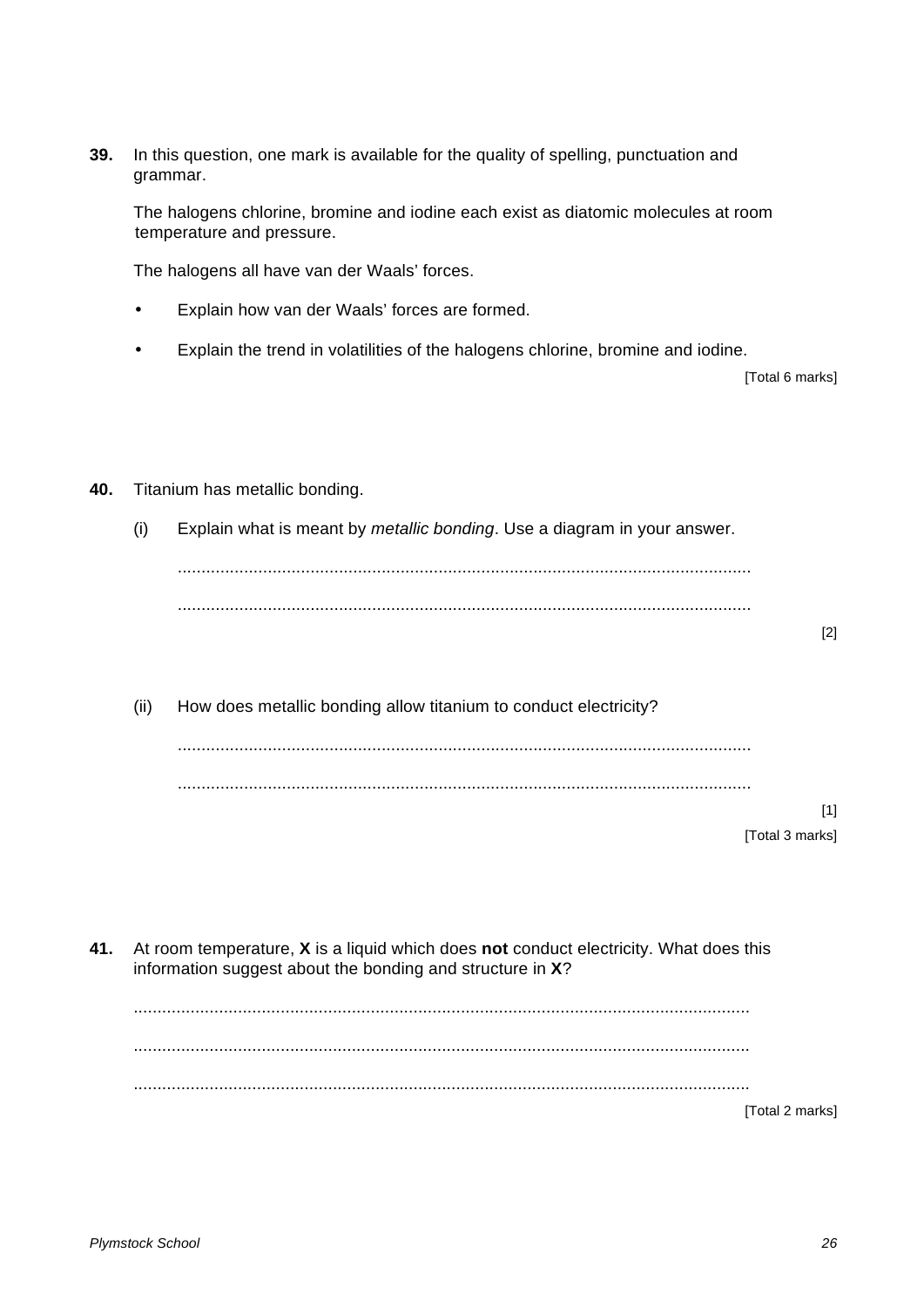**39.** In this question, one mark is available for the quality of spelling, punctuation and grammar.

The halogens chlorine, bromine and iodine each exist as diatomic molecules at room temperature and pressure.

The halogens all have van der Waals' forces.

- Explain how van der Waals' forces are formed.
- Explain the trend in volatilities of the halogens chlorine, bromine and iodine.

[Total 6 marks]

**40.** Titanium has metallic bonding.

(i) Explain what is meant by *metallic bonding*. Use a diagram in your answer.

.........................................................................................................................

.........................................................................................................................

[2]

(ii) How does metallic bonding allow titanium to conduct electricity?

.........................................................................................................................

.........................................................................................................................

[1]

[Total 3 marks]

**41.** At room temperature, **X** is a liquid which does **not** conduct electricity. What does this information suggest about the bonding and structure in **X**?

.................................................................................................................................

.................................................................................................................................

.................................................................................................................................

[Total 2 marks]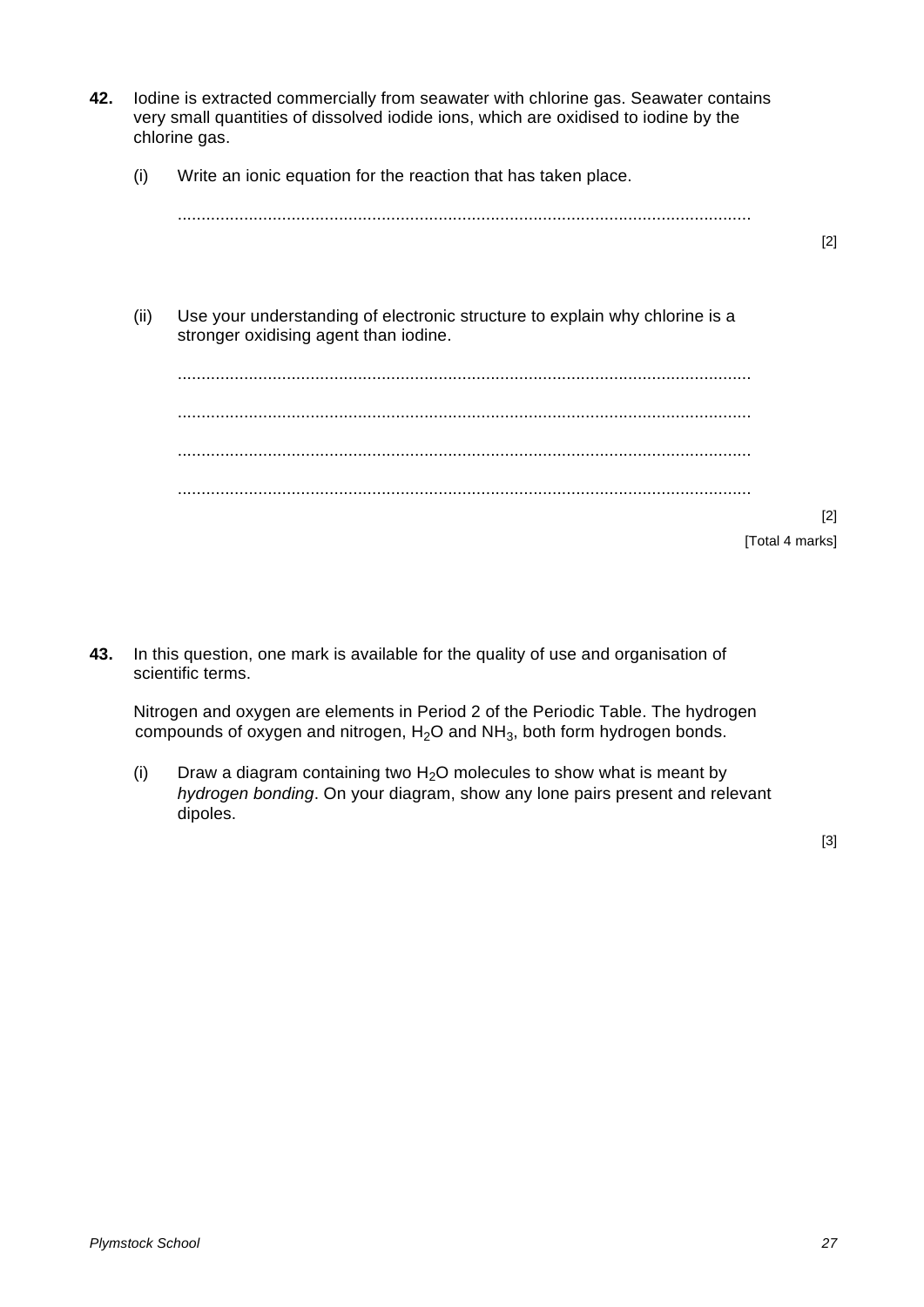**42.** Iodine is extracted commercially from seawater with chlorine gas. Seawater contains very small quantities of dissolved iodide ions, which are oxidised to iodine by the chlorine gas.

(i) Write an ionic equation for the reaction that has taken place.

.......................................................................................................................

[2]

(ii) Use your understanding of electronic structure to explain why chlorine is a stronger oxidising agent than iodine.

.......................................................................................................................

.......................................................................................................................

.......................................................................................................................

.......................................................................................................................

[2]

[Total 4 marks]

**43.** In this question, one mark is available for the quality of use and organisation of scientific terms.

Nitrogen and oxygen are elements in Period 2 of the Periodic Table. The hydrogen compounds of oxygen and nitrogen, $H_2O$ and $NH_3$, both form hydrogen bonds.

(i) Draw a diagram containing two $H_2O$ molecules to show what is meant by *hydrogen bonding*. On your diagram, show any lone pairs present and relevant dipoles.

[3]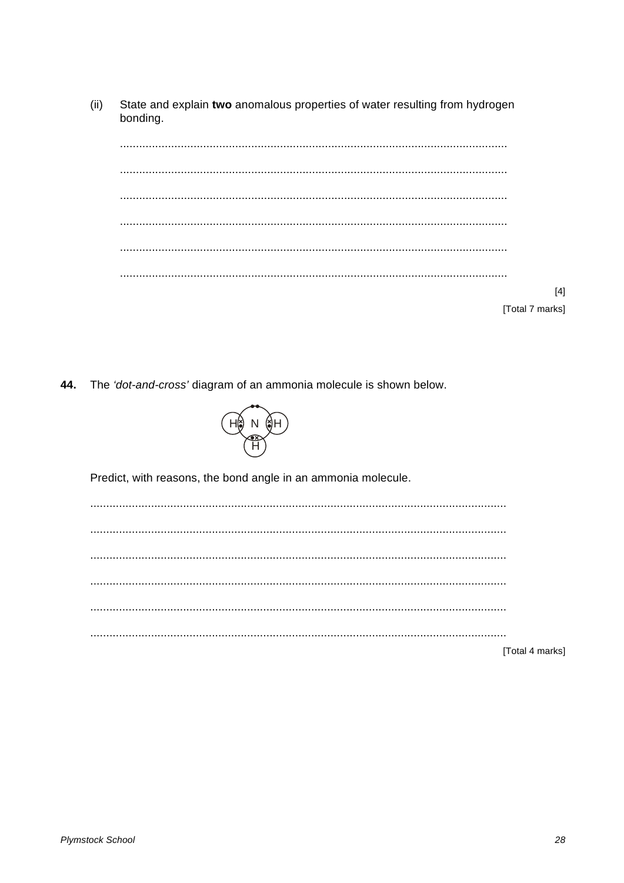(ii) State and explain **two** anomalous properties of water resulting from hydrogen bonding.

...............................................................................................................................

...............................................................................................................................

...............................................................................................................................

...............................................................................................................................

...............................................................................................................................

...............................................................................................................................

[4]

[Total 7 marks]

**44.** The *'dot-and-cross'* diagram of an ammonia molecule is shown below.

Predict, with reasons, the bond angle in an ammonia molecule.

...............................................................................................................................

...............................................................................................................................

...............................................................................................................................

...............................................................................................................................

...............................................................................................................................

...............................................................................................................................

[Total 4 marks]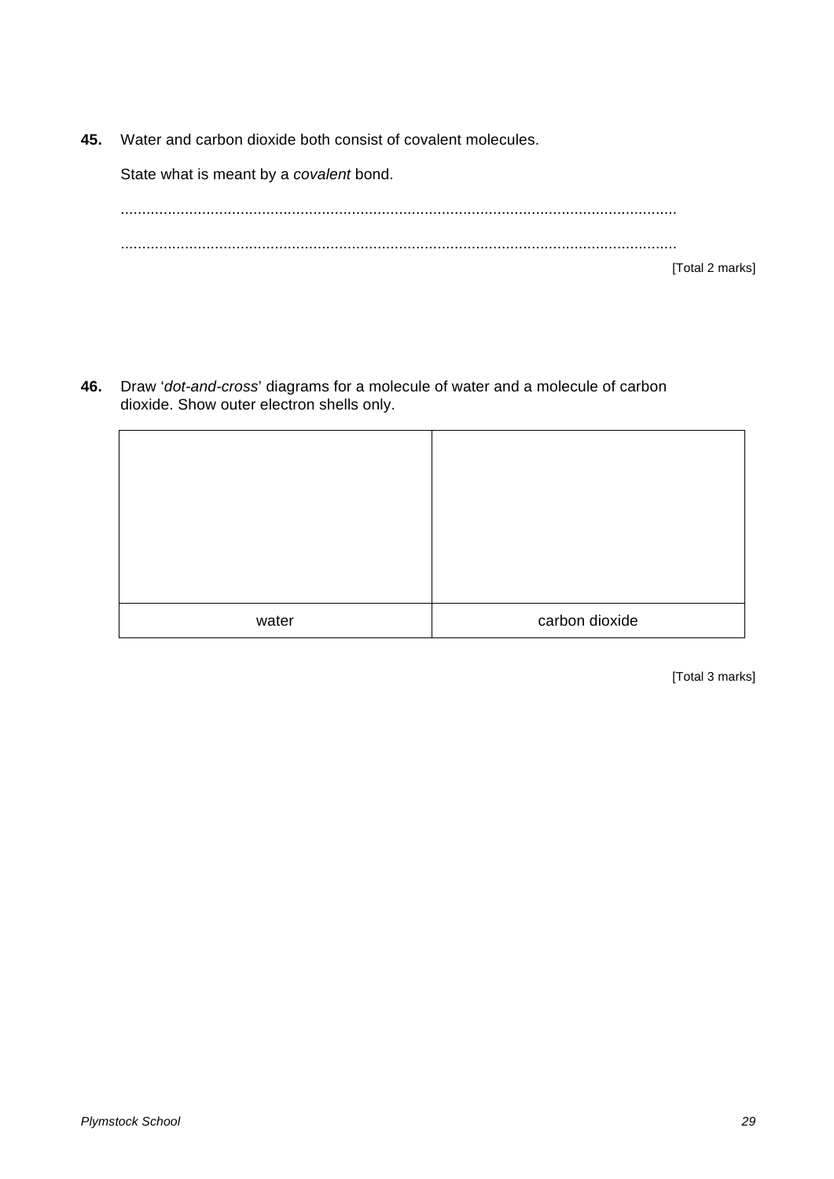**45.** Water and carbon dioxide both consist of covalent molecules.

State what is meant by a *covalent* bond.

.................................................................................................................................

.................................................................................................................................

[Total 2 marks]

**46.** Draw '*dot-and-cross*' diagrams for a molecule of water and a molecule of carbon dioxide. Show outer electron shells only.

| | |
|---|---|
| | |
| water | carbon dioxide |

[Total 3 marks]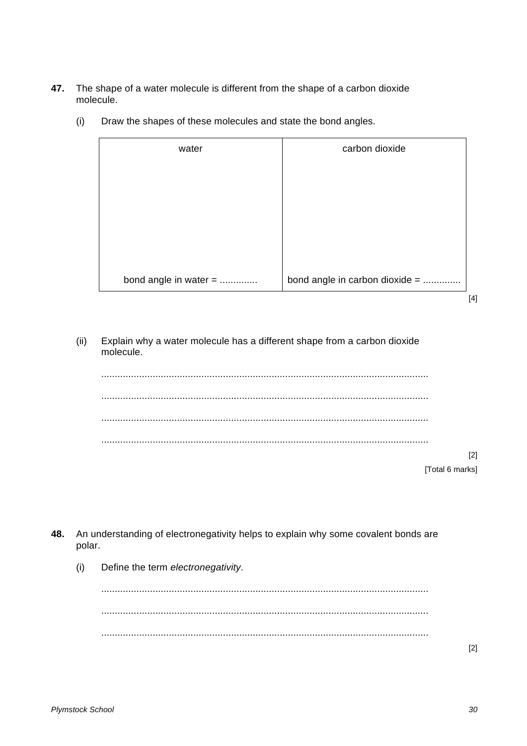**47.** The shape of a water molecule is different from the shape of a carbon dioxide molecule.

(i) Draw the shapes of these molecules and state the bond angles.

| water | carbon dioxide |
|---|---|
| | |
| bond angle in water = .............. | bond angle in carbon dioxide = .............. |

[4]

(ii) Explain why a water molecule has a different shape from a carbon dioxide molecule.

.......................................................................................................................

.......................................................................................................................

.......................................................................................................................

.......................................................................................................................

[2]

[Total 6 marks]

**48.** An understanding of electronegativity helps to explain why some covalent bonds are polar.

(i) Define the term *electronegativity*.

.......................................................................................................................

.......................................................................................................................

.......................................................................................................................

[2]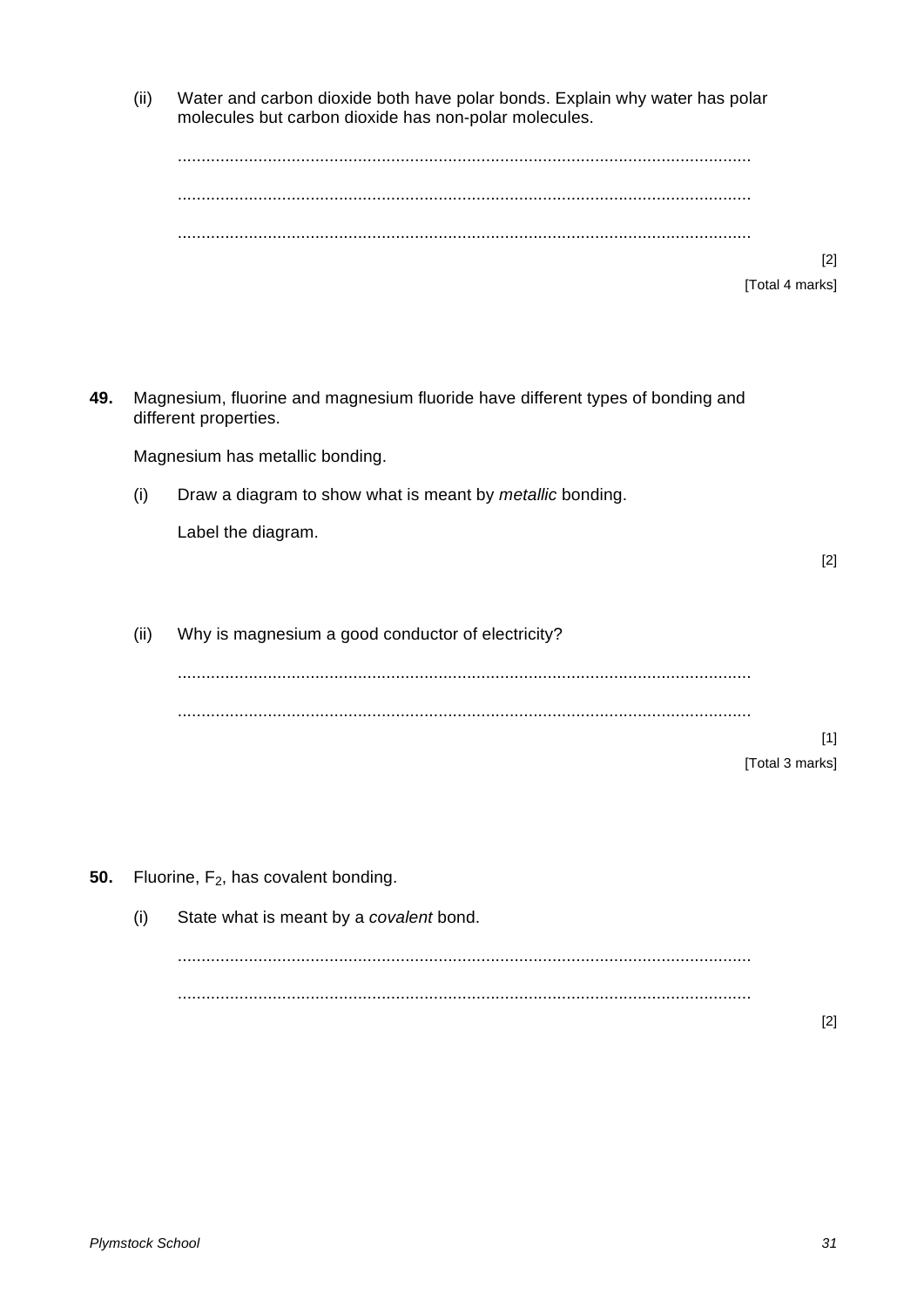(ii) Water and carbon dioxide both have polar bonds. Explain why water has polar molecules but carbon dioxide has non-polar molecules.

..........................................................................................................................

..........................................................................................................................

..........................................................................................................................

[2]

[Total 4 marks]

**49.** Magnesium, fluorine and magnesium fluoride have different types of bonding and different properties.

Magnesium has metallic bonding.

(i) Draw a diagram to show what is meant by *metallic* bonding.

Label the diagram.

[2]

(ii) Why is magnesium a good conductor of electricity?

..........................................................................................................................

..........................................................................................................................

[1]

[Total 3 marks]

**50.** Fluorine, $F_2$, has covalent bonding.

(i) State what is meant by a *covalent* bond.

..........................................................................................................................

..........................................................................................................................

[2]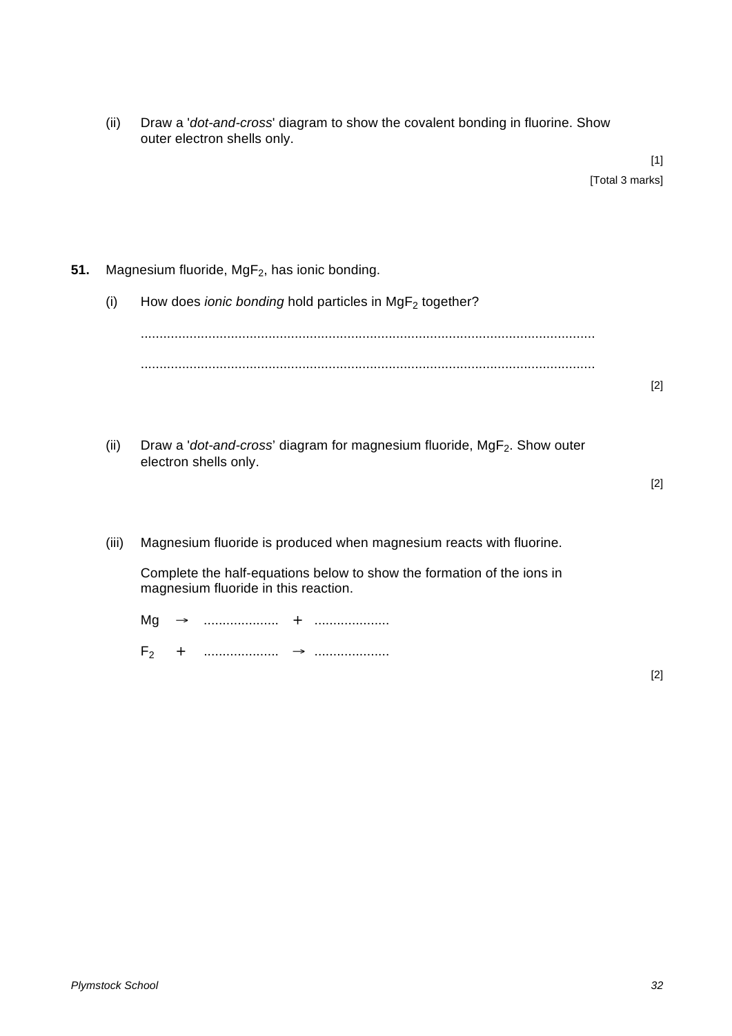(ii) Draw a '*dot-and-cross*' diagram to show the covalent bonding in fluorine. Show outer electron shells only.

[1]

[Total 3 marks]

**51.** Magnesium fluoride, $MgF_2$, has ionic bonding.

(i) How does *ionic bonding* hold particles in $MgF_2$ together?

..........................................................................................................................

..........................................................................................................................

[2]

(ii) Draw a '*dot-and-cross*' diagram for magnesium fluoride, $MgF_2$. Show outer electron shells only.

[2]

(iii) Magnesium fluoride is produced when magnesium reacts with fluorine.

Complete the half-equations below to show the formation of the ions in magnesium fluoride in this reaction.

Mg → .................... + ....................

$F_2$ + .................... → ....................

[2]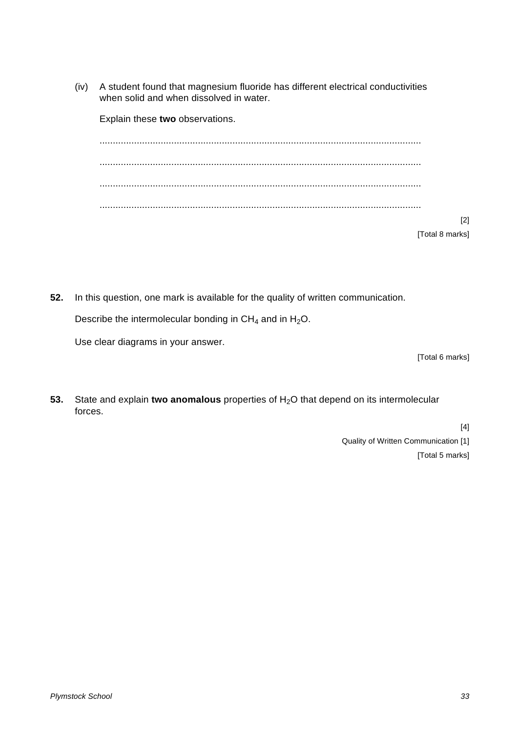(iv) A student found that magnesium fluoride has different electrical conductivities when solid and when dissolved in water.

Explain these **two** observations.

.........................................................................................................................

.........................................................................................................................

.........................................................................................................................

.........................................................................................................................

[2]

[Total 8 marks]

**52.** In this question, one mark is available for the quality of written communication.

Describe the intermolecular bonding in $CH_4$ and in $H_2O$.

Use clear diagrams in your answer.

[Total 6 marks]

**53.** State and explain **two anomalous** properties of $H_2O$ that depend on its intermolecular forces.

[4]

Quality of Written Communication [1]

[Total 5 marks]